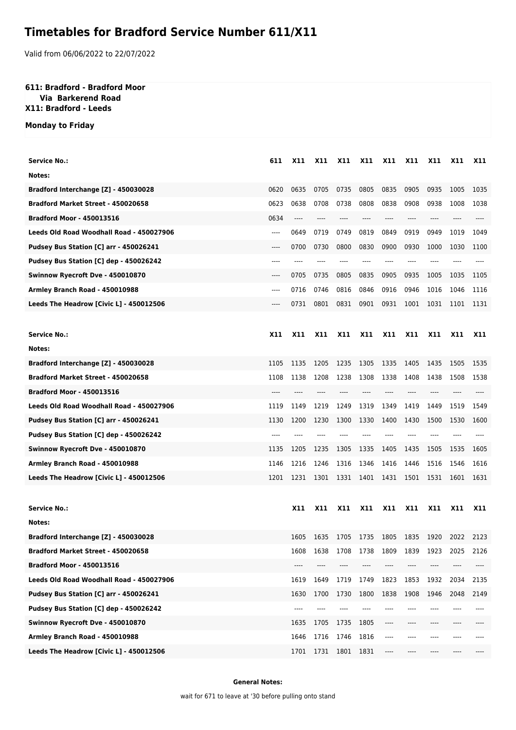# Timetables for Bradford Service Number 611/X11

Valid from 06/06/2022 to 22/07/2022

**611: Bradford - Bradford Moor**
**Via Barkerend Road**
**X11: Bradford - Leeds**

**Monday to Friday**

| Service No.: | 611 | X11 | X11 | X11 | X11 | X11 | X11 | X11 | X11 | X11 |
|---|---|---|---|---|---|---|---|---|---|---|
| Notes: | | | | | | | | | | |
| Bradford Interchange [Z] - 450030028 | 0620 | 0635 | 0705 | 0735 | 0805 | 0835 | 0905 | 0935 | 1005 | 1035 |
| Bradford Market Street - 450020658 | 0623 | 0638 | 0708 | 0738 | 0808 | 0838 | 0908 | 0938 | 1008 | 1038 |
| Bradford Moor - 450013516 | 0634 | ---- | ---- | ---- | ---- | ---- | ---- | ---- | ---- | ---- |
| Leeds Old Road Woodhall Road - 450027906 | ---- | 0649 | 0719 | 0749 | 0819 | 0849 | 0919 | 0949 | 1019 | 1049 |
| Pudsey Bus Station [C] arr - 450026241 | ---- | 0700 | 0730 | 0800 | 0830 | 0900 | 0930 | 1000 | 1030 | 1100 |
| Pudsey Bus Station [C] dep - 450026242 | ---- | ---- | ---- | ---- | ---- | ---- | ---- | ---- | ---- | ---- |
| Swinnow Ryecroft Dve - 450010870 | ---- | 0705 | 0735 | 0805 | 0835 | 0905 | 0935 | 1005 | 1035 | 1105 |
| Armley Branch Road - 450010988 | ---- | 0716 | 0746 | 0816 | 0846 | 0916 | 0946 | 1016 | 1046 | 1116 |
| Leeds The Headrow [Civic L] - 450012506 | ---- | 0731 | 0801 | 0831 | 0901 | 0931 | 1001 | 1031 | 1101 | 1131 |

| Service No.: | X11 | X11 | X11 | X11 | X11 | X11 | X11 | X11 | X11 | X11 |
|---|---|---|---|---|---|---|---|---|---|---|
| Notes: | | | | | | | | | | |
| Bradford Interchange [Z] - 450030028 | 1105 | 1135 | 1205 | 1235 | 1305 | 1335 | 1405 | 1435 | 1505 | 1535 |
| Bradford Market Street - 450020658 | 1108 | 1138 | 1208 | 1238 | 1308 | 1338 | 1408 | 1438 | 1508 | 1538 |
| Bradford Moor - 450013516 | ---- | ---- | ---- | ---- | ---- | ---- | ---- | ---- | ---- | ---- |
| Leeds Old Road Woodhall Road - 450027906 | 1119 | 1149 | 1219 | 1249 | 1319 | 1349 | 1419 | 1449 | 1519 | 1549 |
| Pudsey Bus Station [C] arr - 450026241 | 1130 | 1200 | 1230 | 1300 | 1330 | 1400 | 1430 | 1500 | 1530 | 1600 |
| Pudsey Bus Station [C] dep - 450026242 | ---- | ---- | ---- | ---- | ---- | ---- | ---- | ---- | ---- | ---- |
| Swinnow Ryecroft Dve - 450010870 | 1135 | 1205 | 1235 | 1305 | 1335 | 1405 | 1435 | 1505 | 1535 | 1605 |
| Armley Branch Road - 450010988 | 1146 | 1216 | 1246 | 1316 | 1346 | 1416 | 1446 | 1516 | 1546 | 1616 |
| Leeds The Headrow [Civic L] - 450012506 | 1201 | 1231 | 1301 | 1331 | 1401 | 1431 | 1501 | 1531 | 1601 | 1631 |

| Service No.: | X11 | X11 | X11 | X11 | X11 | X11 | X11 | X11 | X11 |
|---|---|---|---|---|---|---|---|---|---|
| Notes: | | | | | | | | | |
| Bradford Interchange [Z] - 450030028 | 1605 | 1635 | 1705 | 1735 | 1805 | 1835 | 1920 | 2022 | 2123 |
| Bradford Market Street - 450020658 | 1608 | 1638 | 1708 | 1738 | 1809 | 1839 | 1923 | 2025 | 2126 |
| Bradford Moor - 450013516 | ---- | ---- | ---- | ---- | ---- | ---- | ---- | ---- | ---- |
| Leeds Old Road Woodhall Road - 450027906 | 1619 | 1649 | 1719 | 1749 | 1823 | 1853 | 1932 | 2034 | 2135 |
| Pudsey Bus Station [C] arr - 450026241 | 1630 | 1700 | 1730 | 1800 | 1838 | 1908 | 1946 | 2048 | 2149 |
| Pudsey Bus Station [C] dep - 450026242 | ---- | ---- | ---- | ---- | ---- | ---- | ---- | ---- | ---- |
| Swinnow Ryecroft Dve - 450010870 | 1635 | 1705 | 1735 | 1805 | ---- | ---- | ---- | ---- | ---- |
| Armley Branch Road - 450010988 | 1646 | 1716 | 1746 | 1816 | ---- | ---- | ---- | ---- | ---- |
| Leeds The Headrow [Civic L] - 450012506 | 1701 | 1731 | 1801 | 1831 | ---- | ---- | ---- | ---- | ---- |

**General Notes:**

wait for 671 to leave at '30 before pulling onto stand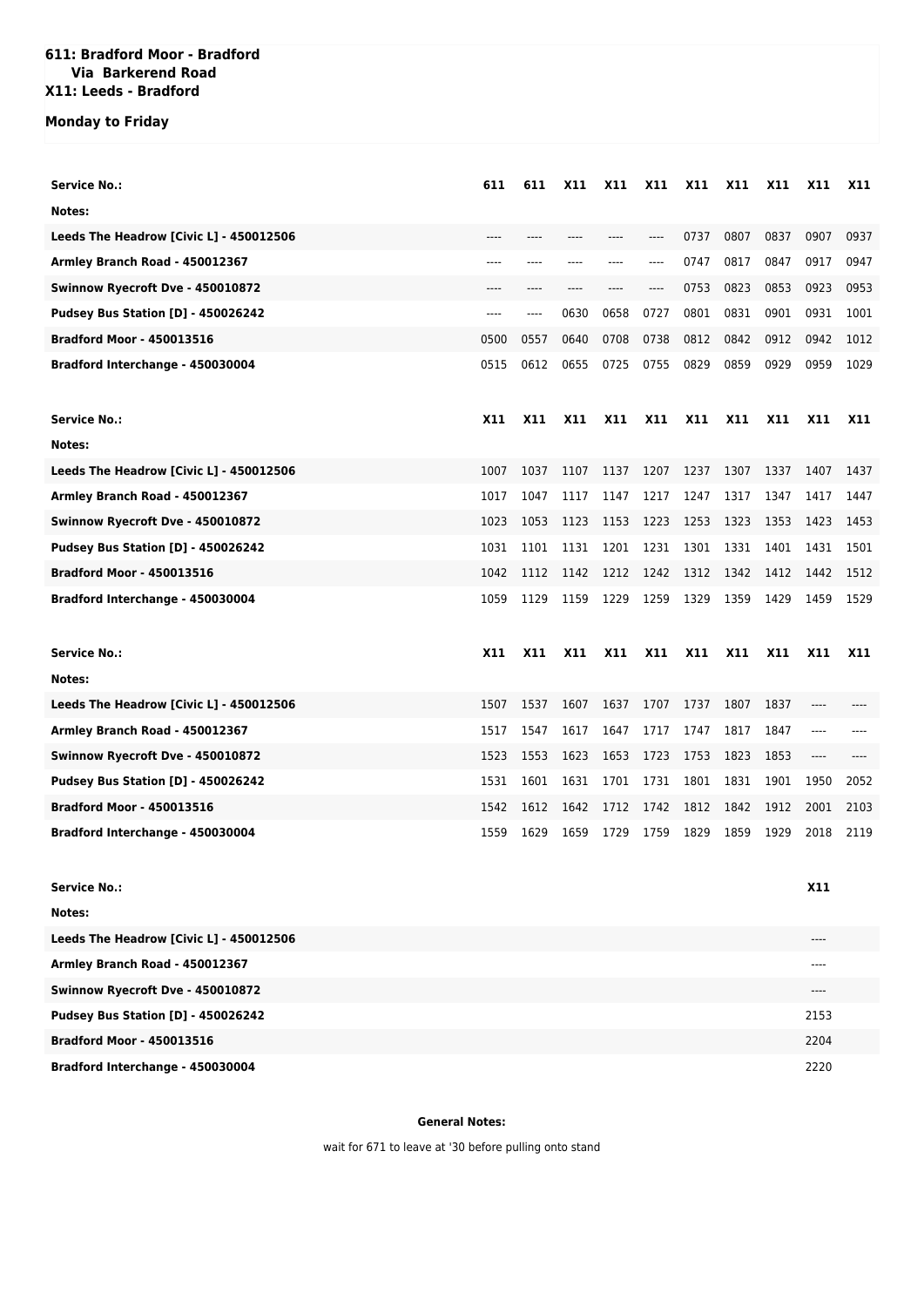**611: Bradford Moor - Bradford**
**Via Barkerend Road**
**X11: Leeds - Bradford**

**Monday to Friday**

| Service No.: | 611 | 611 | X11 | X11 | X11 | X11 | X11 | X11 | X11 | X11 |
|---|---|---|---|---|---|---|---|---|---|---|
| Notes: | | | | | | | | | | |
| Leeds The Headrow [Civic L] - 450012506 | ---- | ---- | ---- | ---- | ---- | 0737 | 0807 | 0837 | 0907 | 0937 |
| Armley Branch Road - 450012367 | ---- | ---- | ---- | ---- | ---- | 0747 | 0817 | 0847 | 0917 | 0947 |
| Swinnow Ryecroft Dve - 450010872 | ---- | ---- | ---- | ---- | ---- | 0753 | 0823 | 0853 | 0923 | 0953 |
| Pudsey Bus Station [D] - 450026242 | ---- | ---- | 0630 | 0658 | 0727 | 0801 | 0831 | 0901 | 0931 | 1001 |
| Bradford Moor - 450013516 | 0500 | 0557 | 0640 | 0708 | 0738 | 0812 | 0842 | 0912 | 0942 | 1012 |
| Bradford Interchange - 450030004 | 0515 | 0612 | 0655 | 0725 | 0755 | 0829 | 0859 | 0929 | 0959 | 1029 |

| Service No.: | X11 | X11 | X11 | X11 | X11 | X11 | X11 | X11 | X11 | X11 |
|---|---|---|---|---|---|---|---|---|---|---|
| Notes: | | | | | | | | | | |
| Leeds The Headrow [Civic L] - 450012506 | 1007 | 1037 | 1107 | 1137 | 1207 | 1237 | 1307 | 1337 | 1407 | 1437 |
| Armley Branch Road - 450012367 | 1017 | 1047 | 1117 | 1147 | 1217 | 1247 | 1317 | 1347 | 1417 | 1447 |
| Swinnow Ryecroft Dve - 450010872 | 1023 | 1053 | 1123 | 1153 | 1223 | 1253 | 1323 | 1353 | 1423 | 1453 |
| Pudsey Bus Station [D] - 450026242 | 1031 | 1101 | 1131 | 1201 | 1231 | 1301 | 1331 | 1401 | 1431 | 1501 |
| Bradford Moor - 450013516 | 1042 | 1112 | 1142 | 1212 | 1242 | 1312 | 1342 | 1412 | 1442 | 1512 |
| Bradford Interchange - 450030004 | 1059 | 1129 | 1159 | 1229 | 1259 | 1329 | 1359 | 1429 | 1459 | 1529 |

| Service No.: | X11 | X11 | X11 | X11 | X11 | X11 | X11 | X11 | X11 | X11 |
|---|---|---|---|---|---|---|---|---|---|---|
| Notes: | | | | | | | | | | |
| Leeds The Headrow [Civic L] - 450012506 | 1507 | 1537 | 1607 | 1637 | 1707 | 1737 | 1807 | 1837 | ---- | ---- |
| Armley Branch Road - 450012367 | 1517 | 1547 | 1617 | 1647 | 1717 | 1747 | 1817 | 1847 | ---- | ---- |
| Swinnow Ryecroft Dve - 450010872 | 1523 | 1553 | 1623 | 1653 | 1723 | 1753 | 1823 | 1853 | ---- | ---- |
| Pudsey Bus Station [D] - 450026242 | 1531 | 1601 | 1631 | 1701 | 1731 | 1801 | 1831 | 1901 | 1950 | 2052 |
| Bradford Moor - 450013516 | 1542 | 1612 | 1642 | 1712 | 1742 | 1812 | 1842 | 1912 | 2001 | 2103 |
| Bradford Interchange - 450030004 | 1559 | 1629 | 1659 | 1729 | 1759 | 1829 | 1859 | 1929 | 2018 | 2119 |

| Service No.: | X11 |
|---|---|
| Notes: | |
| Leeds The Headrow [Civic L] - 450012506 | ---- |
| Armley Branch Road - 450012367 | ---- |
| Swinnow Ryecroft Dve - 450010872 | ---- |
| Pudsey Bus Station [D] - 450026242 | 2153 |
| Bradford Moor - 450013516 | 2204 |
| Bradford Interchange - 450030004 | 2220 |

**General Notes:**

wait for 671 to leave at '30 before pulling onto stand